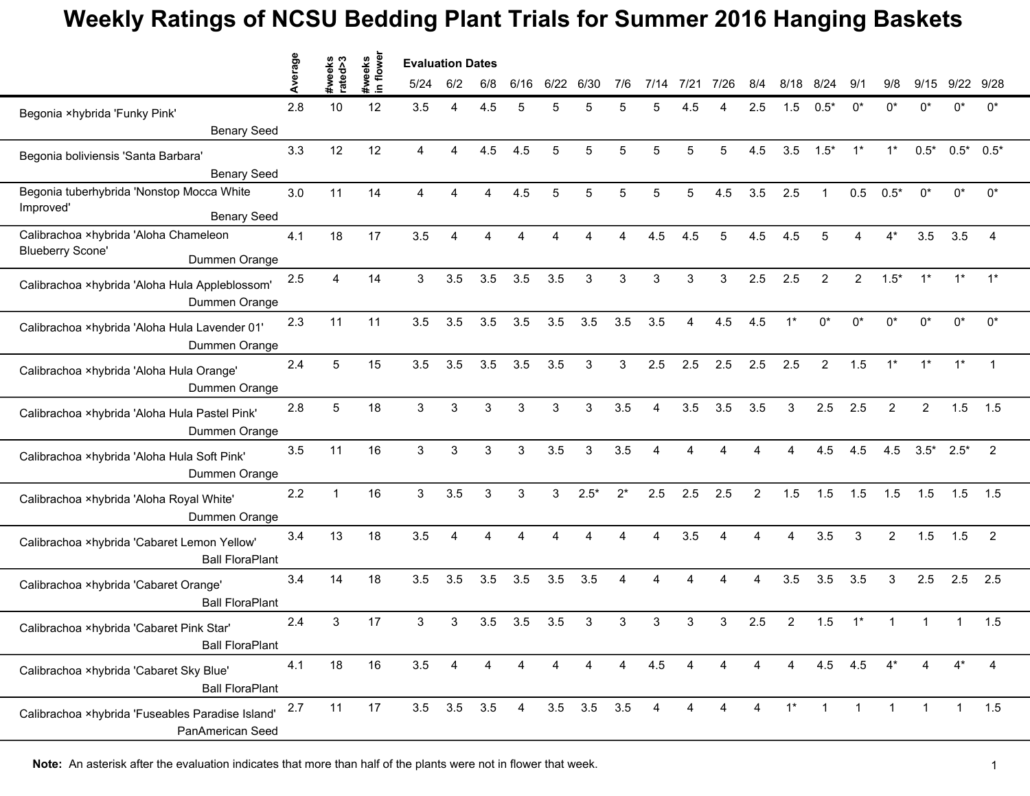# Weekly Ratings of NCSU Bedding Plant Trials for Summer 2016 Hanging Baskets

| | Average | #weeks rated>3 | #weeks in flower | 5/24 | 6/2 | 6/8 | 6/16 | 6/22 | 6/30 | 7/6 | 7/14 | 7/21 | 7/26 | 8/4 | 8/18 | 8/24 | 9/1 | 9/8 | 9/15 | 9/22 | 9/28 |
|---|---|---|---|---|---|---|---|---|---|---|---|---|---|---|---|---|---|---|---|---|---|
| | | | | Evaluation Dates | | | | | | | | | | | | | | | | | |
| Begonia ×hybrida 'Funky Pink' Benary Seed | 2.8 | 10 | 12 | 3.5 | 4 | 4.5 | 5 | 5 | 5 | 5 | 5 | 4.5 | 4 | 2.5 | 1.5 | 0.5* | 0* | 0* | 0* | 0* | 0* |
| Begonia boliviensis 'Santa Barbara' Benary Seed | 3.3 | 12 | 12 | 4 | 4 | 4.5 | 4.5 | 5 | 5 | 5 | 5 | 5 | 5 | 4.5 | 3.5 | 1.5* | 1* | 1* | 0.5* | 0.5* | 0.5* |
| Begonia tuberhybrida 'Nonstop Mocca White Improved' Benary Seed | 3.0 | 11 | 14 | 4 | 4 | 4 | 4.5 | 5 | 5 | 5 | 5 | 5 | 4.5 | 3.5 | 2.5 | 1 | 0.5 | 0.5* | 0* | 0* | 0* |
| Calibrachoa ×hybrida 'Aloha Chameleon Blueberry Scone' Dummen Orange | 4.1 | 18 | 17 | 3.5 | 4 | 4 | 4 | 4 | 4 | 4 | 4.5 | 4.5 | 5 | 4.5 | 4.5 | 5 | 4 | 4* | 3.5 | 3.5 | 4 |
| Calibrachoa ×hybrida 'Aloha Hula Appleblossom' Dummen Orange | 2.5 | 4 | 14 | 3 | 3.5 | 3.5 | 3.5 | 3.5 | 3 | 3 | 3 | 3 | 3 | 2.5 | 2.5 | 2 | 2 | 1.5* | 1* | 1* | 1* |
| Calibrachoa ×hybrida 'Aloha Hula Lavender 01' Dummen Orange | 2.3 | 11 | 11 | 3.5 | 3.5 | 3.5 | 3.5 | 3.5 | 3.5 | 3.5 | 3.5 | 4 | 4.5 | 4.5 | 1* | 0* | 0* | 0* | 0* | 0* | 0* |
| Calibrachoa ×hybrida 'Aloha Hula Orange' Dummen Orange | 2.4 | 5 | 15 | 3.5 | 3.5 | 3.5 | 3.5 | 3.5 | 3 | 3 | 2.5 | 2.5 | 2.5 | 2.5 | 2.5 | 2 | 1.5 | 1* | 1* | 1* | 1 |
| Calibrachoa ×hybrida 'Aloha Hula Pastel Pink' Dummen Orange | 2.8 | 5 | 18 | 3 | 3 | 3 | 3 | 3 | 3 | 3.5 | 4 | 3.5 | 3.5 | 3.5 | 3 | 2.5 | 2.5 | 2 | 2 | 1.5 | 1.5 |
| Calibrachoa ×hybrida 'Aloha Hula Soft Pink' Dummen Orange | 3.5 | 11 | 16 | 3 | 3 | 3 | 3 | 3.5 | 3 | 3.5 | 4 | 4 | 4 | 4 | 4 | 4.5 | 4.5 | 4.5 | 3.5* | 2.5* | 2 |
| Calibrachoa ×hybrida 'Aloha Royal White' Dummen Orange | 2.2 | 1 | 16 | 3 | 3.5 | 3 | 3 | 3 | 2.5* | 2* | 2.5 | 2.5 | 2.5 | 2 | 1.5 | 1.5 | 1.5 | 1.5 | 1.5 | 1.5 | 1.5 |
| Calibrachoa ×hybrida 'Cabaret Lemon Yellow' Ball FloraPlant | 3.4 | 13 | 18 | 3.5 | 4 | 4 | 4 | 4 | 4 | 4 | 4 | 3.5 | 4 | 4 | 4 | 3.5 | 3 | 2 | 1.5 | 1.5 | 2 |
| Calibrachoa ×hybrida 'Cabaret Orange' Ball FloraPlant | 3.4 | 14 | 18 | 3.5 | 3.5 | 3.5 | 3.5 | 3.5 | 3.5 | 4 | 4 | 4 | 4 | 4 | 3.5 | 3.5 | 3.5 | 3 | 2.5 | 2.5 | 2.5 |
| Calibrachoa ×hybrida 'Cabaret Pink Star' Ball FloraPlant | 2.4 | 3 | 17 | 3 | 3 | 3.5 | 3.5 | 3.5 | 3 | 3 | 3 | 3 | 3 | 2.5 | 2 | 1.5 | 1* | 1 | 1 | 1 | 1.5 |
| Calibrachoa ×hybrida 'Cabaret Sky Blue' Ball FloraPlant | 4.1 | 18 | 16 | 3.5 | 4 | 4 | 4 | 4 | 4 | 4 | 4.5 | 4 | 4 | 4 | 4 | 4.5 | 4.5 | 4* | 4 | 4* | 4 |
| Calibrachoa ×hybrida 'Fuseables Paradise Island' PanAmerican Seed | 2.7 | 11 | 17 | 3.5 | 3.5 | 3.5 | 4 | 3.5 | 3.5 | 3.5 | 4 | 4 | 4 | 4 | 1* | 1 | 1 | 1 | 1 | 1 | 1.5 |

**Note:** An asterisk after the evaluation indicates that more than half of the plants were not in flower that week.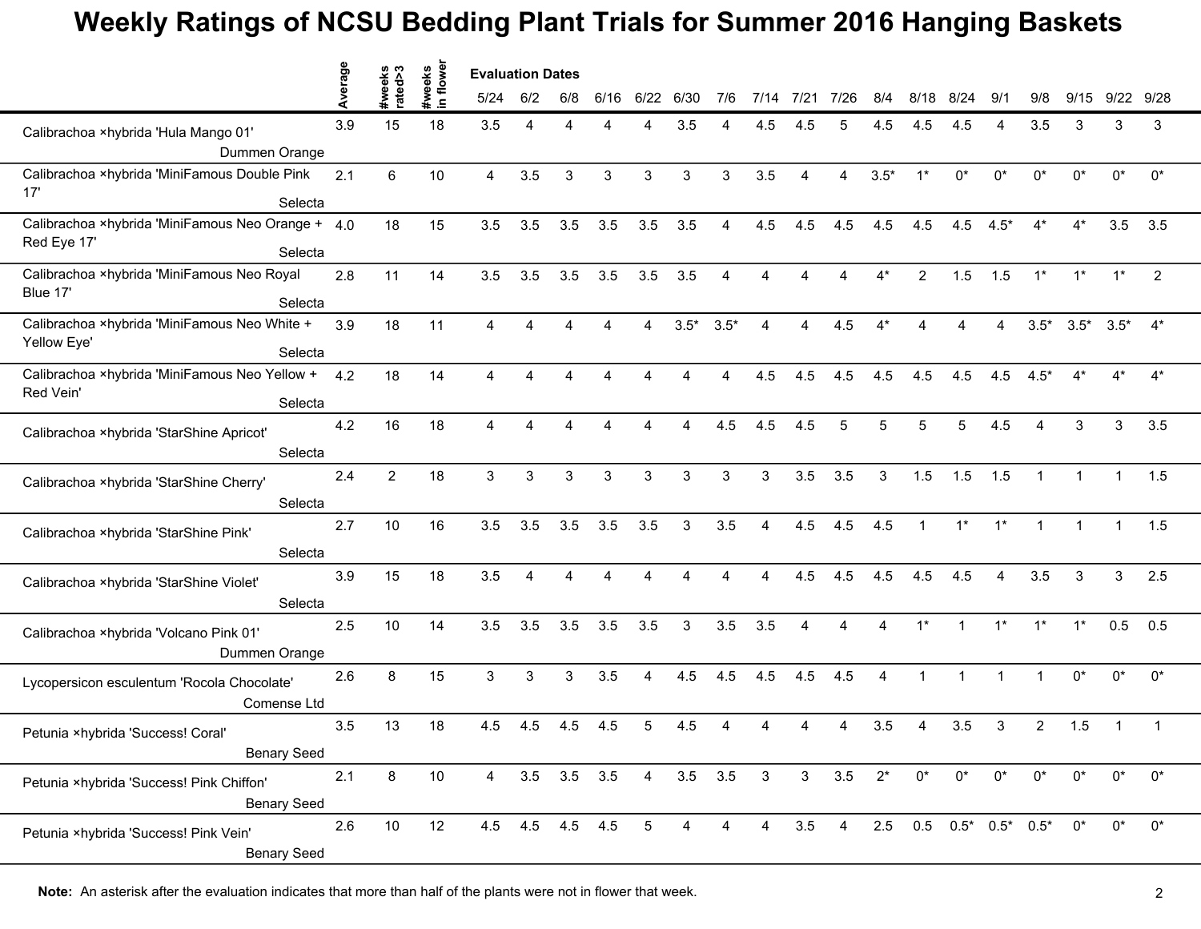# Weekly Ratings of NCSU Bedding Plant Trials for Summer 2016 Hanging Baskets

| | Average | #weeks rated>3 | #weeks in flower | Evaluation Dates 5/24 | 6/2 | 6/8 | 6/16 | 6/22 | 6/30 | 7/6 | 7/14 | 7/21 | 7/26 | 8/4 | 8/18 | 8/24 | 9/1 | 9/8 | 9/15 | 9/22 | 9/28 |
|---|---|---|---|---|---|---|---|---|---|---|---|---|---|---|---|---|---|---|---|---|---|
| Calibrachoa ×hybrida 'Hula Mango 01' Dummen Orange | 3.9 | 15 | 18 | 3.5 | 4 | 4 | 4 | 4 | 3.5 | 4 | 4.5 | 4.5 | 5 | 4.5 | 4.5 | 4.5 | 4 | 3.5 | 3 | 3 | 3 |
| Calibrachoa ×hybrida 'MiniFamous Double Pink 17' Selecta | 2.1 | 6 | 10 | 4 | 3.5 | 3 | 3 | 3 | 3 | 3 | 3.5 | 4 | 4 | 3.5* | 1* | 0* | 0* | 0* | 0* | 0* | 0* |
| Calibrachoa ×hybrida 'MiniFamous Neo Orange + Red Eye 17' Selecta | 4.0 | 18 | 15 | 3.5 | 3.5 | 3.5 | 3.5 | 3.5 | 3.5 | 4 | 4.5 | 4.5 | 4.5 | 4.5 | 4.5 | 4.5 | 4.5* | 4* | 4* | 3.5 | 3.5 |
| Calibrachoa ×hybrida 'MiniFamous Neo Royal Blue 17' Selecta | 2.8 | 11 | 14 | 3.5 | 3.5 | 3.5 | 3.5 | 3.5 | 3.5 | 4 | 4 | 4 | 4 | 4* | 2 | 1.5 | 1.5 | 1* | 1* | 1* | 2 |
| Calibrachoa ×hybrida 'MiniFamous Neo White + Yellow Eye' Selecta | 3.9 | 18 | 11 | 4 | 4 | 4 | 4 | 4 | 3.5* | 3.5* | 4 | 4 | 4.5 | 4* | 4 | 4 | 4 | 3.5* | 3.5* | 3.5* | 4* |
| Calibrachoa ×hybrida 'MiniFamous Neo Yellow + Red Vein' Selecta | 4.2 | 18 | 14 | 4 | 4 | 4 | 4 | 4 | 4 | 4 | 4.5 | 4.5 | 4.5 | 4.5 | 4.5 | 4.5 | 4.5 | 4.5* | 4* | 4* | 4* |
| Calibrachoa ×hybrida 'StarShine Apricot' Selecta | 4.2 | 16 | 18 | 4 | 4 | 4 | 4 | 4 | 4 | 4.5 | 4.5 | 4.5 | 5 | 5 | 5 | 5 | 4.5 | 4 | 3 | 3 | 3.5 |
| Calibrachoa ×hybrida 'StarShine Cherry' Selecta | 2.4 | 2 | 18 | 3 | 3 | 3 | 3 | 3 | 3 | 3 | 3 | 3.5 | 3.5 | 3 | 1.5 | 1.5 | 1.5 | 1 | 1 | 1 | 1.5 |
| Calibrachoa ×hybrida 'StarShine Pink' Selecta | 2.7 | 10 | 16 | 3.5 | 3.5 | 3.5 | 3.5 | 3.5 | 3 | 3.5 | 4 | 4.5 | 4.5 | 4.5 | 1 | 1* | 1* | 1 | 1 | 1 | 1.5 |
| Calibrachoa ×hybrida 'StarShine Violet' Selecta | 3.9 | 15 | 18 | 3.5 | 4 | 4 | 4 | 4 | 4 | 4 | 4 | 4.5 | 4.5 | 4.5 | 4.5 | 4.5 | 4 | 3.5 | 3 | 3 | 2.5 |
| Calibrachoa ×hybrida 'Volcano Pink 01' Dummen Orange | 2.5 | 10 | 14 | 3.5 | 3.5 | 3.5 | 3.5 | 3.5 | 3 | 3.5 | 3.5 | 4 | 4 | 4 | 1* | 1 | 1* | 1* | 1* | 0.5 | 0.5 |
| Lycopersicon esculentum 'Rocola Chocolate' Comense Ltd | 2.6 | 8 | 15 | 3 | 3 | 3 | 3.5 | 4 | 4.5 | 4.5 | 4.5 | 4.5 | 4.5 | 4 | 1 | 1 | 1 | 1 | 0* | 0* | 0* |
| Petunia ×hybrida 'Success! Coral' Benary Seed | 3.5 | 13 | 18 | 4.5 | 4.5 | 4.5 | 4.5 | 5 | 4.5 | 4 | 4 | 4 | 4 | 3.5 | 4 | 3.5 | 3 | 2 | 1.5 | 1 | 1 |
| Petunia ×hybrida 'Success! Pink Chiffon' Benary Seed | 2.1 | 8 | 10 | 4 | 3.5 | 3.5 | 3.5 | 4 | 3.5 | 3.5 | 3 | 3 | 3.5 | 2* | 0* | 0* | 0* | 0* | 0* | 0* | 0* |
| Petunia ×hybrida 'Success! Pink Vein' Benary Seed | 2.6 | 10 | 12 | 4.5 | 4.5 | 4.5 | 4.5 | 5 | 4 | 4 | 4 | 3.5 | 4 | 2.5 | 0.5 | 0.5* | 0.5* | 0.5* | 0* | 0* | 0* |

**Note:** An asterisk after the evaluation indicates that more than half of the plants were not in flower that week.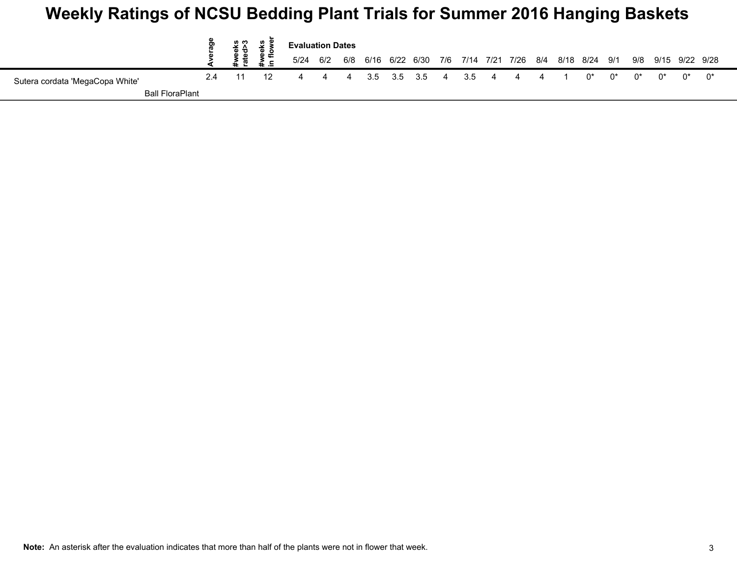# Weekly Ratings of NCSU Bedding Plant Trials for Summer 2016 Hanging Baskets

| | Average | #weeks rated>3 | #weeks in flower | 5/24 | 6/2 | 6/8 | 6/16 | 6/22 | 6/30 | 7/6 | 7/14 | 7/21 | 7/26 | 8/4 | 8/18 | 8/24 | 9/1 | 9/8 | 9/15 | 9/22 | 9/28 |
|---|---|---|---|---|---|---|---|---|---|---|---|---|---|---|---|---|---|---|---|---|---|
| | | | | **Evaluation Dates** | | | | | | | | | | | | | | | | | |
| Sutera cordata 'MegaCopa White' Ball FloraPlant | 2.4 | 11 | 12 | 4 | 4 | 4 | 3.5 | 3.5 | 3.5 | 4 | 3.5 | 4 | 4 | 4 | 1 | 0* | 0* | 0* | 0* | 0* | 0* |

**Note:** An asterisk after the evaluation indicates that more than half of the plants were not in flower that week.